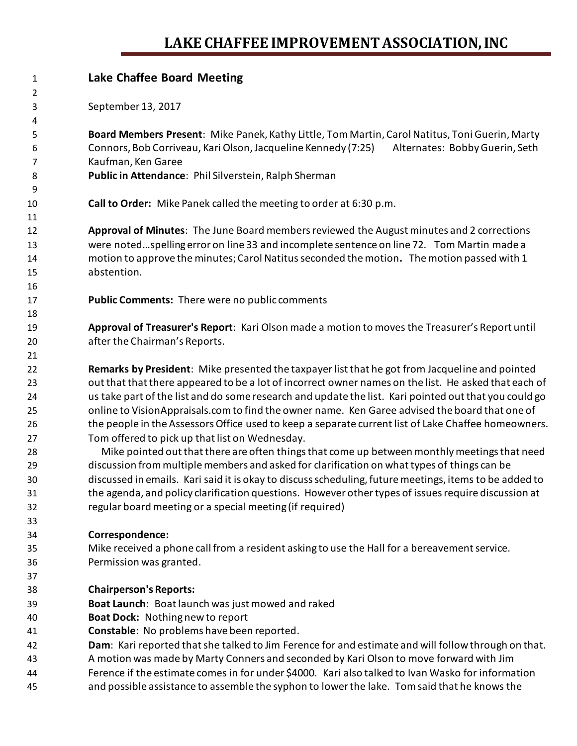# LAKE CHAFFEE IMPROVEMENT ASSOCIATION, INC

## Lake Chaffee Board Meeting

September 13, 2017

**Board Members Present**: Mike Panek, Kathy Little, Tom Martin, Carol Natitus, Toni Guerin, Marty Connors, Bob Corriveau, Kari Olson, Jacqueline Kennedy (7:25) Alternates: Bobby Guerin, Seth Kaufman, Ken Garee
**Public in Attendance**: Phil Silverstein, Ralph Sherman

**Call to Order:** Mike Panek called the meeting to order at 6:30 p.m.

**Approval of Minutes**: The June Board members reviewed the August minutes and 2 corrections were noted…spelling error on line 33 and incomplete sentence on line 72. Tom Martin made a motion to approve the minutes; Carol Natitus seconded the motion**.** The motion passed with 1 abstention.

**Public Comments:** There were no public comments

**Approval of Treasurer's Report**: Kari Olson made a motion to moves the Treasurer's Report until after the Chairman's Reports.

**Remarks by President**: Mike presented the taxpayer list that he got from Jacqueline and pointed out that that there appeared to be a lot of incorrect owner names on the list. He asked that each of us take part of the list and do some research and update the list. Kari pointed out that you could go online to VisionAppraisals.com to find the owner name. Ken Garee advised the board that one of the people in the Assessors Office used to keep a separate current list of Lake Chaffee homeowners. Tom offered to pick up that list on Wednesday.

Mike pointed out that there are often things that come up between monthly meetings that need discussion from multiple members and asked for clarification on what types of things can be discussed in emails. Kari said it is okay to discuss scheduling, future meetings, items to be added to the agenda, and policy clarification questions. However other types of issues require discussion at regular board meeting or a special meeting (if required)

**Correspondence:**
Mike received a phone call from a resident asking to use the Hall for a bereavement service. Permission was granted.

**Chairperson's Reports:**
**Boat Launch**: Boat launch was just mowed and raked
**Boat Dock:** Nothing new to report
**Constable**: No problems have been reported.
**Dam**: Kari reported that she talked to Jim Ference for and estimate and will follow through on that. A motion was made by Marty Conners and seconded by Kari Olson to move forward with Jim Ference if the estimate comes in for under $4000. Kari also talked to Ivan Wasko for information and possible assistance to assemble the syphon to lower the lake. Tom said that he knows the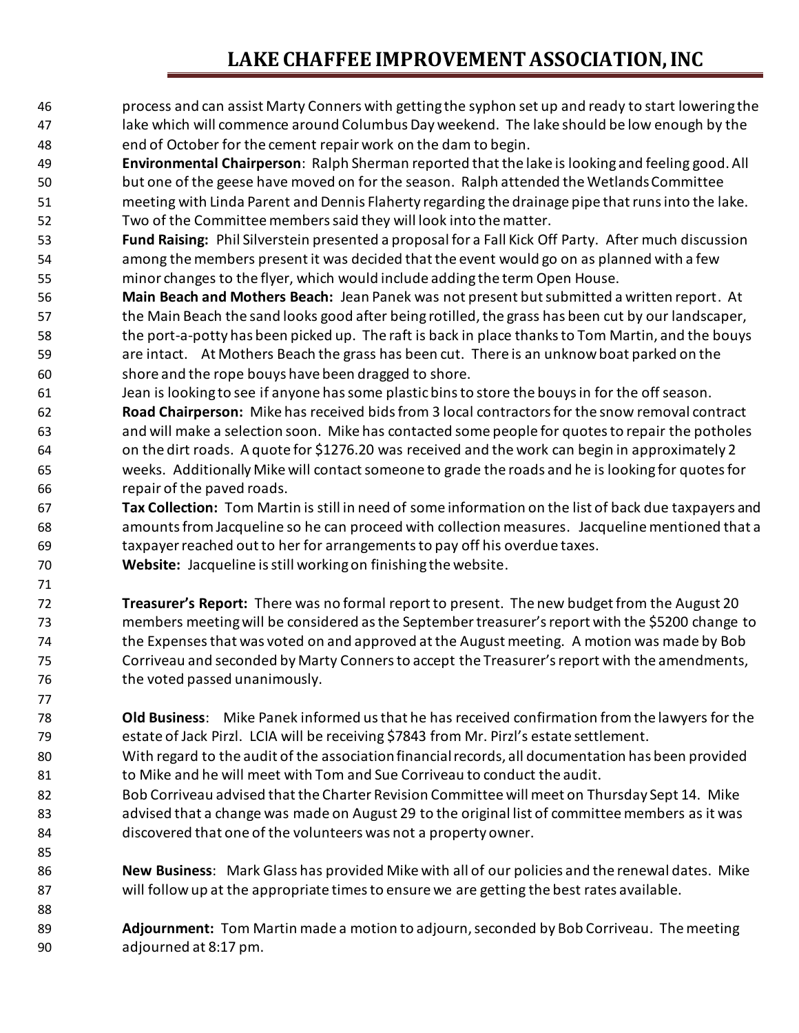process and can assist Marty Conners with getting the syphon set up and ready to start lowering the lake which will commence around Columbus Day weekend. The lake should be low enough by the end of October for the cement repair work on the dam to begin.

**Environmental Chairperson**: Ralph Sherman reported that the lake is looking and feeling good. All but one of the geese have moved on for the season. Ralph attended the Wetlands Committee meeting with Linda Parent and Dennis Flaherty regarding the drainage pipe that runs into the lake. Two of the Committee members said they will look into the matter.

**Fund Raising:** Phil Silverstein presented a proposal for a Fall Kick Off Party. After much discussion among the members present it was decided that the event would go on as planned with a few minor changes to the flyer, which would include adding the term Open House.

**Main Beach and Mothers Beach:** Jean Panek was not present but submitted a written report. At the Main Beach the sand looks good after being rotilled, the grass has been cut by our landscaper, the port-a-potty has been picked up. The raft is back in place thanks to Tom Martin, and the bouys are intact. At Mothers Beach the grass has been cut. There is an unknow boat parked on the shore and the rope bouys have been dragged to shore.

Jean is looking to see if anyone has some plastic bins to store the bouys in for the off season.

**Road Chairperson:** Mike has received bids from 3 local contractors for the snow removal contract and will make a selection soon. Mike has contacted some people for quotes to repair the potholes on the dirt roads. A quote for $1276.20 was received and the work can begin in approximately 2 weeks. Additionally Mike will contact someone to grade the roads and he is looking for quotes for repair of the paved roads.

**Tax Collection:** Tom Martin is still in need of some information on the list of back due taxpayers and amounts from Jacqueline so he can proceed with collection measures. Jacqueline mentioned that a taxpayer reached out to her for arrangements to pay off his overdue taxes.

**Website:** Jacqueline is still working on finishing the website.

**Treasurer's Report:** There was no formal report to present. The new budget from the August 20 members meeting will be considered as the September treasurer's report with the $5200 change to the Expenses that was voted on and approved at the August meeting. A motion was made by Bob Corriveau and seconded by Marty Conners to accept the Treasurer's report with the amendments, the voted passed unanimously.

**Old Business**: Mike Panek informed us that he has received confirmation from the lawyers for the estate of Jack Pirzl. LCIA will be receiving $7843 from Mr. Pirzl's estate settlement.

With regard to the audit of the association financial records, all documentation has been provided to Mike and he will meet with Tom and Sue Corriveau to conduct the audit.

Bob Corriveau advised that the Charter Revision Committee will meet on Thursday Sept 14. Mike advised that a change was made on August 29 to the original list of committee members as it was discovered that one of the volunteers was not a property owner.

**New Business**: Mark Glass has provided Mike with all of our policies and the renewal dates. Mike will follow up at the appropriate times to ensure we are getting the best rates available.

**Adjournment:** Tom Martin made a motion to adjourn, seconded by Bob Corriveau. The meeting adjourned at 8:17 pm.